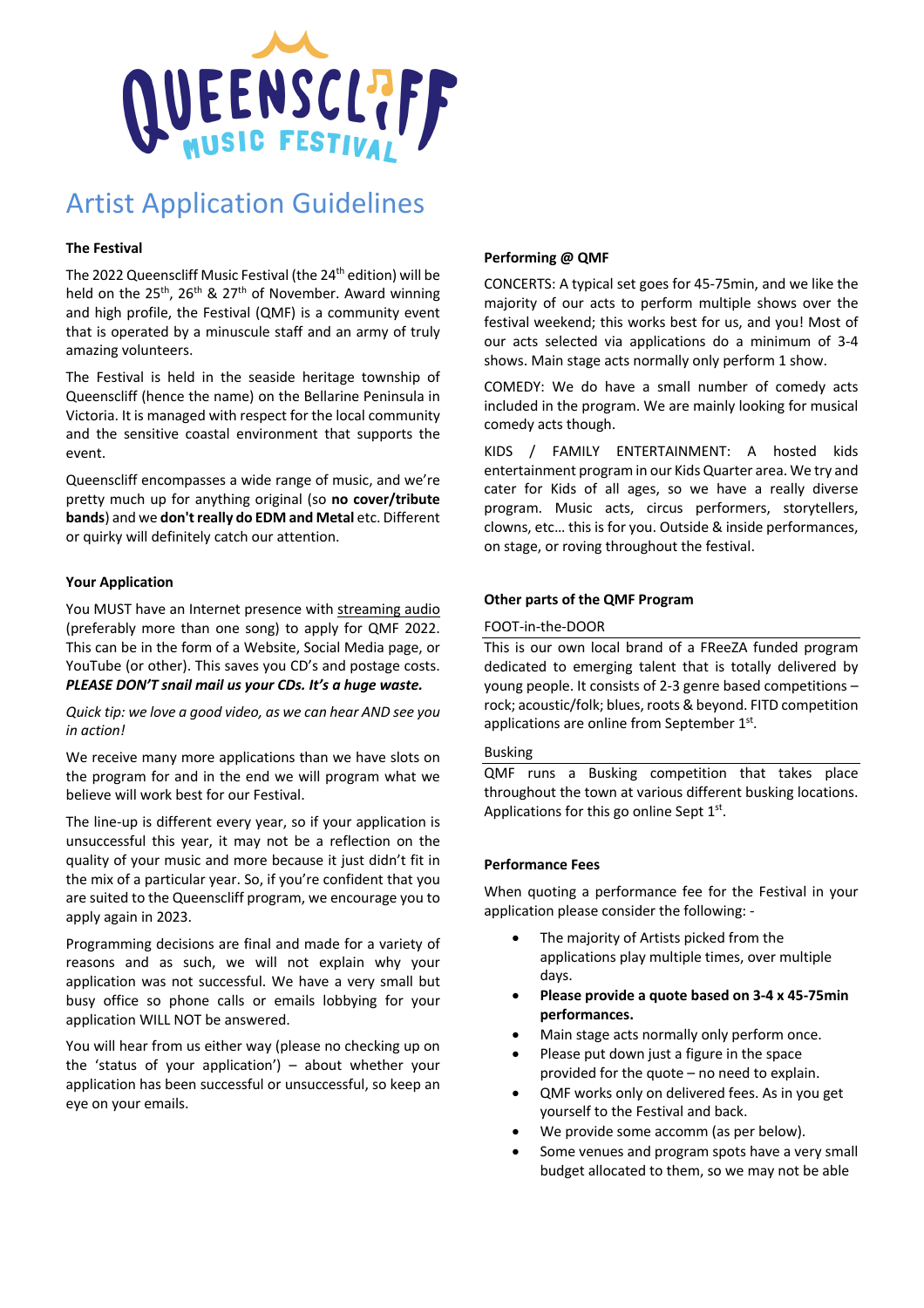# QUEENSCLIFF MUSIC FESTIVAL

# Artist Application Guidelines

### The Festival

The 2022 Queenscliff Music Festival (the 24th edition) will be held on the 25th, 26th & 27th of November. Award winning and high profile, the Festival (QMF) is a community event that is operated by a minuscule staff and an army of truly amazing volunteers.

The Festival is held in the seaside heritage township of Queenscliff (hence the name) on the Bellarine Peninsula in Victoria. It is managed with respect for the local community and the sensitive coastal environment that supports the event.

Queenscliff encompasses a wide range of music, and we're pretty much up for anything original (so **no cover/tribute bands**) and we **don't really do EDM and Metal** etc. Different or quirky will definitely catch our attention.

### Your Application

You MUST have an Internet presence with streaming audio (preferably more than one song) to apply for QMF 2022. This can be in the form of a Website, Social Media page, or YouTube (or other). This saves you CD's and postage costs. ***PLEASE DON'T snail mail us your CDs. It's a huge waste.***

*Quick tip: we love a good video, as we can hear AND see you in action!*

We receive many more applications than we have slots on the program for and in the end we will program what we believe will work best for our Festival.

The line-up is different every year, so if your application is unsuccessful this year, it may not be a reflection on the quality of your music and more because it just didn't fit in the mix of a particular year. So, if you're confident that you are suited to the Queenscliff program, we encourage you to apply again in 2023.

Programming decisions are final and made for a variety of reasons and as such, we will not explain why your application was not successful. We have a very small but busy office so phone calls or emails lobbying for your application WILL NOT be answered.

You will hear from us either way (please no checking up on the 'status of your application') – about whether your application has been successful or unsuccessful, so keep an eye on your emails.

### Performing @ QMF

CONCERTS: A typical set goes for 45-75min, and we like the majority of our acts to perform multiple shows over the festival weekend; this works best for us, and you! Most of our acts selected via applications do a minimum of 3-4 shows. Main stage acts normally only perform 1 show.

COMEDY: We do have a small number of comedy acts included in the program. We are mainly looking for musical comedy acts though.

KIDS / FAMILY ENTERTAINMENT: A hosted kids entertainment program in our Kids Quarter area. We try and cater for Kids of all ages, so we have a really diverse program. Music acts, circus performers, storytellers, clowns, etc… this is for you. Outside & inside performances, on stage, or roving throughout the festival.

### Other parts of the QMF Program

#### FOOT-in-the-DOOR

This is our own local brand of a FReeZA funded program dedicated to emerging talent that is totally delivered by young people. It consists of 2-3 genre based competitions – rock; acoustic/folk; blues, roots & beyond. FITD competition applications are online from September 1st.

#### Busking

QMF runs a Busking competition that takes place throughout the town at various different busking locations. Applications for this go online Sept 1st.

### Performance Fees

When quoting a performance fee for the Festival in your application please consider the following: -

- The majority of Artists picked from the applications play multiple times, over multiple days.
- **Please provide a quote based on 3-4 x 45-75min performances.**
- Main stage acts normally only perform once.
- Please put down just a figure in the space provided for the quote – no need to explain.
- QMF works only on delivered fees. As in you get yourself to the Festival and back.
- We provide some accomm (as per below).
- Some venues and program spots have a very small budget allocated to them, so we may not be able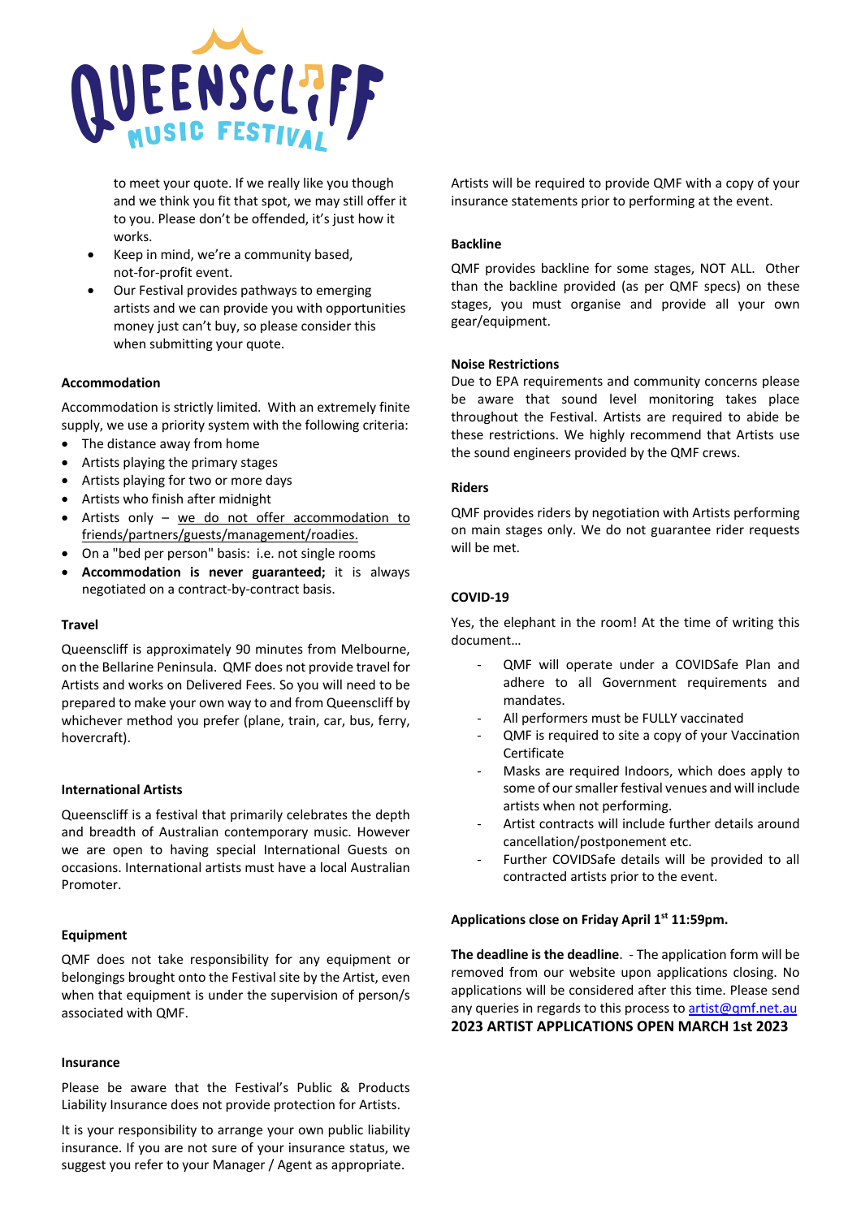to meet your quote. If we really like you though and we think you fit that spot, we may still offer it to you. Please don't be offended, it's just how it works.

- Keep in mind, we're a community based, not-for-profit event.
- Our Festival provides pathways to emerging artists and we can provide you with opportunities money just can't buy, so please consider this when submitting your quote.

**Accommodation**

Accommodation is strictly limited. With an extremely finite supply, we use a priority system with the following criteria:

- The distance away from home
- Artists playing the primary stages
- Artists playing for two or more days
- Artists who finish after midnight
- Artists only – we do not offer accommodation to friends/partners/guests/management/roadies.
- On a "bed per person" basis: i.e. not single rooms
- **Accommodation is never guaranteed;** it is always negotiated on a contract-by-contract basis.

**Travel**

Queenscliff is approximately 90 minutes from Melbourne, on the Bellarine Peninsula. QMF does not provide travel for Artists and works on Delivered Fees. So you will need to be prepared to make your own way to and from Queenscliff by whichever method you prefer (plane, train, car, bus, ferry, hovercraft).

**International Artists**

Queenscliff is a festival that primarily celebrates the depth and breadth of Australian contemporary music. However we are open to having special International Guests on occasions. International artists must have a local Australian Promoter.

**Equipment**

QMF does not take responsibility for any equipment or belongings brought onto the Festival site by the Artist, even when that equipment is under the supervision of person/s associated with QMF.

**Insurance**

Please be aware that the Festival's Public & Products Liability Insurance does not provide protection for Artists.

It is your responsibility to arrange your own public liability insurance. If you are not sure of your insurance status, we suggest you refer to your Manager / Agent as appropriate.

Artists will be required to provide QMF with a copy of your insurance statements prior to performing at the event.

**Backline**

QMF provides backline for some stages, NOT ALL. Other than the backline provided (as per QMF specs) on these stages, you must organise and provide all your own gear/equipment.

**Noise Restrictions**

Due to EPA requirements and community concerns please be aware that sound level monitoring takes place throughout the Festival. Artists are required to abide be these restrictions. We highly recommend that Artists use the sound engineers provided by the QMF crews.

**Riders**

QMF provides riders by negotiation with Artists performing on main stages only. We do not guarantee rider requests will be met.

**COVID-19**

Yes, the elephant in the room! At the time of writing this document…

- QMF will operate under a COVIDSafe Plan and adhere to all Government requirements and mandates.
- All performers must be FULLY vaccinated
- QMF is required to site a copy of your Vaccination Certificate
- Masks are required Indoors, which does apply to some of our smaller festival venues and will include artists when not performing.
- Artist contracts will include further details around cancellation/postponement etc.
- Further COVIDSafe details will be provided to all contracted artists prior to the event.

**Applications close on Friday April 1st 11:59pm.**

**The deadline is the deadline**. - The application form will be removed from our website upon applications closing. No applications will be considered after this time. Please send any queries in regards to this process to artist@qmf.net.au

**2023 ARTIST APPLICATIONS OPEN MARCH 1st 2023**